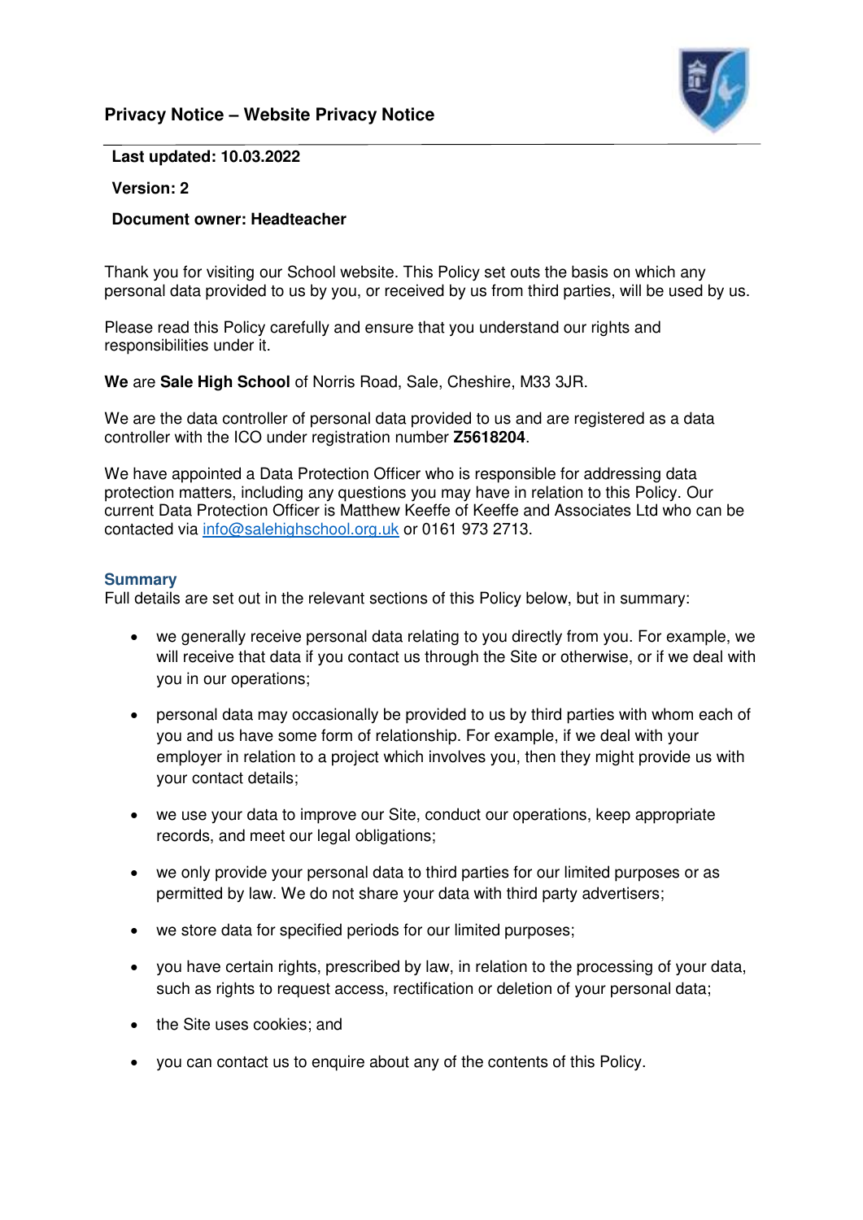# Privacy Notice – Website Privacy Notice

**Last updated: 10.03.2022**

**Version: 2**

**Document owner: Headteacher**

Thank you for visiting our School website. This Policy set outs the basis on which any personal data provided to us by you, or received by us from third parties, will be used by us.

Please read this Policy carefully and ensure that you understand our rights and responsibilities under it.

**We** are **Sale High School** of Norris Road, Sale, Cheshire, M33 3JR.

We are the data controller of personal data provided to us and are registered as a data controller with the ICO under registration number **Z5618204**.

We have appointed a Data Protection Officer who is responsible for addressing data protection matters, including any questions you may have in relation to this Policy. Our current Data Protection Officer is Matthew Keeffe of Keeffe and Associates Ltd who can be contacted via info@salehighschool.org.uk or 0161 973 2713.

## Summary

Full details are set out in the relevant sections of this Policy below, but in summary:

- we generally receive personal data relating to you directly from you. For example, we will receive that data if you contact us through the Site or otherwise, or if we deal with you in our operations;
- personal data may occasionally be provided to us by third parties with whom each of you and us have some form of relationship. For example, if we deal with your employer in relation to a project which involves you, then they might provide us with your contact details;
- we use your data to improve our Site, conduct our operations, keep appropriate records, and meet our legal obligations;
- we only provide your personal data to third parties for our limited purposes or as permitted by law. We do not share your data with third party advertisers;
- we store data for specified periods for our limited purposes;
- you have certain rights, prescribed by law, in relation to the processing of your data, such as rights to request access, rectification or deletion of your personal data;
- the Site uses cookies; and
- you can contact us to enquire about any of the contents of this Policy.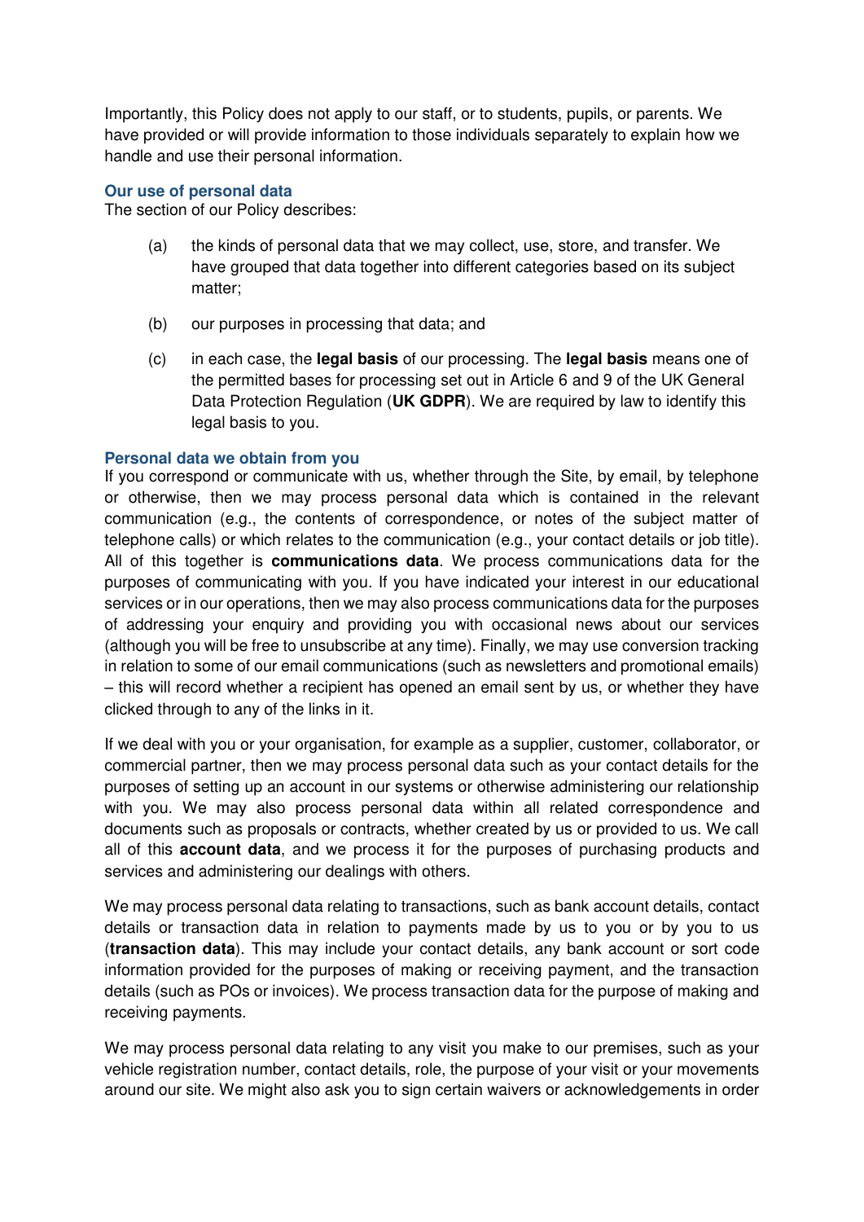Importantly, this Policy does not apply to our staff, or to students, pupils, or parents. We have provided or will provide information to those individuals separately to explain how we handle and use their personal information.

### Our use of personal data

The section of our Policy describes:

(a) the kinds of personal data that we may collect, use, store, and transfer. We have grouped that data together into different categories based on its subject matter;

(b) our purposes in processing that data; and

(c) in each case, the **legal basis** of our processing. The **legal basis** means one of the permitted bases for processing set out in Article 6 and 9 of the UK General Data Protection Regulation (**UK GDPR**). We are required by law to identify this legal basis to you.

### Personal data we obtain from you

If you correspond or communicate with us, whether through the Site, by email, by telephone or otherwise, then we may process personal data which is contained in the relevant communication (e.g., the contents of correspondence, or notes of the subject matter of telephone calls) or which relates to the communication (e.g., your contact details or job title). All of this together is **communications data**. We process communications data for the purposes of communicating with you. If you have indicated your interest in our educational services or in our operations, then we may also process communications data for the purposes of addressing your enquiry and providing you with occasional news about our services (although you will be free to unsubscribe at any time). Finally, we may use conversion tracking in relation to some of our email communications (such as newsletters and promotional emails) – this will record whether a recipient has opened an email sent by us, or whether they have clicked through to any of the links in it.

If we deal with you or your organisation, for example as a supplier, customer, collaborator, or commercial partner, then we may process personal data such as your contact details for the purposes of setting up an account in our systems or otherwise administering our relationship with you. We may also process personal data within all related correspondence and documents such as proposals or contracts, whether created by us or provided to us. We call all of this **account data**, and we process it for the purposes of purchasing products and services and administering our dealings with others.

We may process personal data relating to transactions, such as bank account details, contact details or transaction data in relation to payments made by us to you or by you to us (**transaction data**). This may include your contact details, any bank account or sort code information provided for the purposes of making or receiving payment, and the transaction details (such as POs or invoices). We process transaction data for the purpose of making and receiving payments.

We may process personal data relating to any visit you make to our premises, such as your vehicle registration number, contact details, role, the purpose of your visit or your movements around our site. We might also ask you to sign certain waivers or acknowledgements in order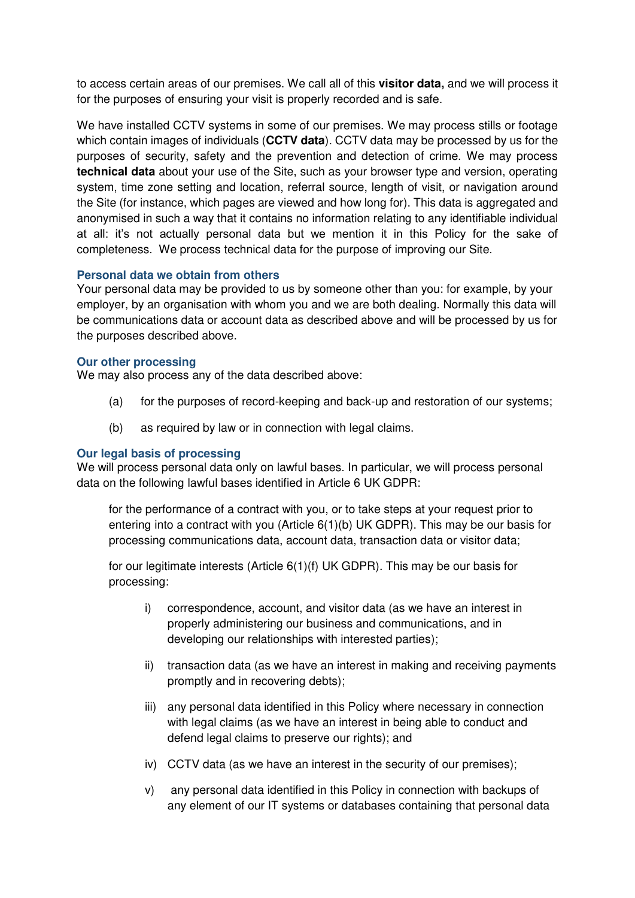to access certain areas of our premises. We call all of this **visitor data,** and we will process it for the purposes of ensuring your visit is properly recorded and is safe.

We have installed CCTV systems in some of our premises. We may process stills or footage which contain images of individuals (**CCTV data**). CCTV data may be processed by us for the purposes of security, safety and the prevention and detection of crime. We may process **technical data** about your use of the Site, such as your browser type and version, operating system, time zone setting and location, referral source, length of visit, or navigation around the Site (for instance, which pages are viewed and how long for). This data is aggregated and anonymised in such a way that it contains no information relating to any identifiable individual at all: it's not actually personal data but we mention it in this Policy for the sake of completeness. We process technical data for the purpose of improving our Site.

### Personal data we obtain from others

Your personal data may be provided to us by someone other than you: for example, by your employer, by an organisation with whom you and we are both dealing. Normally this data will be communications data or account data as described above and will be processed by us for the purposes described above.

### Our other processing

We may also process any of the data described above:

(a) for the purposes of record-keeping and back-up and restoration of our systems;

(b) as required by law or in connection with legal claims.

### Our legal basis of processing

We will process personal data only on lawful bases. In particular, we will process personal data on the following lawful bases identified in Article 6 UK GDPR:

for the performance of a contract with you, or to take steps at your request prior to entering into a contract with you (Article 6(1)(b) UK GDPR). This may be our basis for processing communications data, account data, transaction data or visitor data;

for our legitimate interests (Article 6(1)(f) UK GDPR). This may be our basis for processing:

i) correspondence, account, and visitor data (as we have an interest in properly administering our business and communications, and in developing our relationships with interested parties);

ii) transaction data (as we have an interest in making and receiving payments promptly and in recovering debts);

iii) any personal data identified in this Policy where necessary in connection with legal claims (as we have an interest in being able to conduct and defend legal claims to preserve our rights); and

iv) CCTV data (as we have an interest in the security of our premises);

v) any personal data identified in this Policy in connection with backups of any element of our IT systems or databases containing that personal data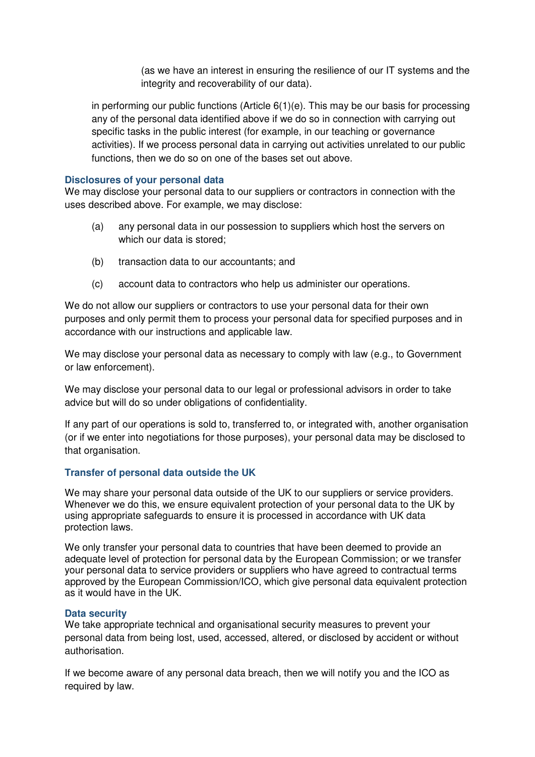(as we have an interest in ensuring the resilience of our IT systems and the integrity and recoverability of our data).

in performing our public functions (Article 6(1)(e). This may be our basis for processing any of the personal data identified above if we do so in connection with carrying out specific tasks in the public interest (for example, in our teaching or governance activities). If we process personal data in carrying out activities unrelated to our public functions, then we do so on one of the bases set out above.

### Disclosures of your personal data

We may disclose your personal data to our suppliers or contractors in connection with the uses described above. For example, we may disclose:

(a) any personal data in our possession to suppliers which host the servers on which our data is stored;

(b) transaction data to our accountants; and

(c) account data to contractors who help us administer our operations.

We do not allow our suppliers or contractors to use your personal data for their own purposes and only permit them to process your personal data for specified purposes and in accordance with our instructions and applicable law.

We may disclose your personal data as necessary to comply with law (e.g., to Government or law enforcement).

We may disclose your personal data to our legal or professional advisors in order to take advice but will do so under obligations of confidentiality.

If any part of our operations is sold to, transferred to, or integrated with, another organisation (or if we enter into negotiations for those purposes), your personal data may be disclosed to that organisation.

### Transfer of personal data outside the UK

We may share your personal data outside of the UK to our suppliers or service providers. Whenever we do this, we ensure equivalent protection of your personal data to the UK by using appropriate safeguards to ensure it is processed in accordance with UK data protection laws.

We only transfer your personal data to countries that have been deemed to provide an adequate level of protection for personal data by the European Commission; or we transfer your personal data to service providers or suppliers who have agreed to contractual terms approved by the European Commission/ICO, which give personal data equivalent protection as it would have in the UK.

### Data security

We take appropriate technical and organisational security measures to prevent your personal data from being lost, used, accessed, altered, or disclosed by accident or without authorisation.

If we become aware of any personal data breach, then we will notify you and the ICO as required by law.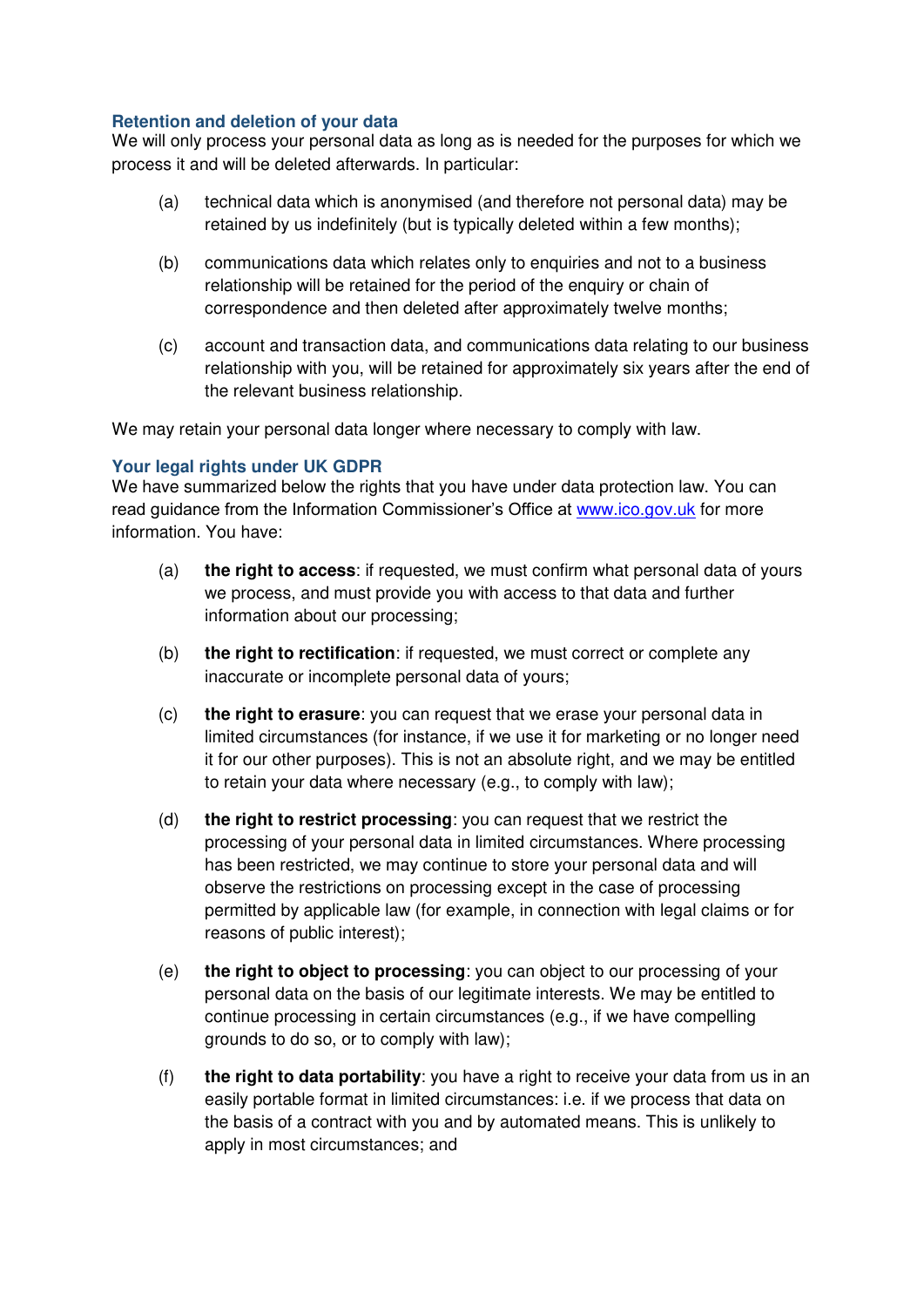### Retention and deletion of your data

We will only process your personal data as long as is needed for the purposes for which we process it and will be deleted afterwards. In particular:

(a) technical data which is anonymised (and therefore not personal data) may be retained by us indefinitely (but is typically deleted within a few months);

(b) communications data which relates only to enquiries and not to a business relationship will be retained for the period of the enquiry or chain of correspondence and then deleted after approximately twelve months;

(c) account and transaction data, and communications data relating to our business relationship with you, will be retained for approximately six years after the end of the relevant business relationship.

We may retain your personal data longer where necessary to comply with law.

### Your legal rights under UK GDPR

We have summarized below the rights that you have under data protection law. You can read guidance from the Information Commissioner's Office at [www.ico.gov.uk](http://www.ico.gov.uk) for more information. You have:

(a) **the right to access**: if requested, we must confirm what personal data of yours we process, and must provide you with access to that data and further information about our processing;

(b) **the right to rectification**: if requested, we must correct or complete any inaccurate or incomplete personal data of yours;

(c) **the right to erasure**: you can request that we erase your personal data in limited circumstances (for instance, if we use it for marketing or no longer need it for our other purposes). This is not an absolute right, and we may be entitled to retain your data where necessary (e.g., to comply with law);

(d) **the right to restrict processing**: you can request that we restrict the processing of your personal data in limited circumstances. Where processing has been restricted, we may continue to store your personal data and will observe the restrictions on processing except in the case of processing permitted by applicable law (for example, in connection with legal claims or for reasons of public interest);

(e) **the right to object to processing**: you can object to our processing of your personal data on the basis of our legitimate interests. We may be entitled to continue processing in certain circumstances (e.g., if we have compelling grounds to do so, or to comply with law);

(f) **the right to data portability**: you have a right to receive your data from us in an easily portable format in limited circumstances: i.e. if we process that data on the basis of a contract with you and by automated means. This is unlikely to apply in most circumstances; and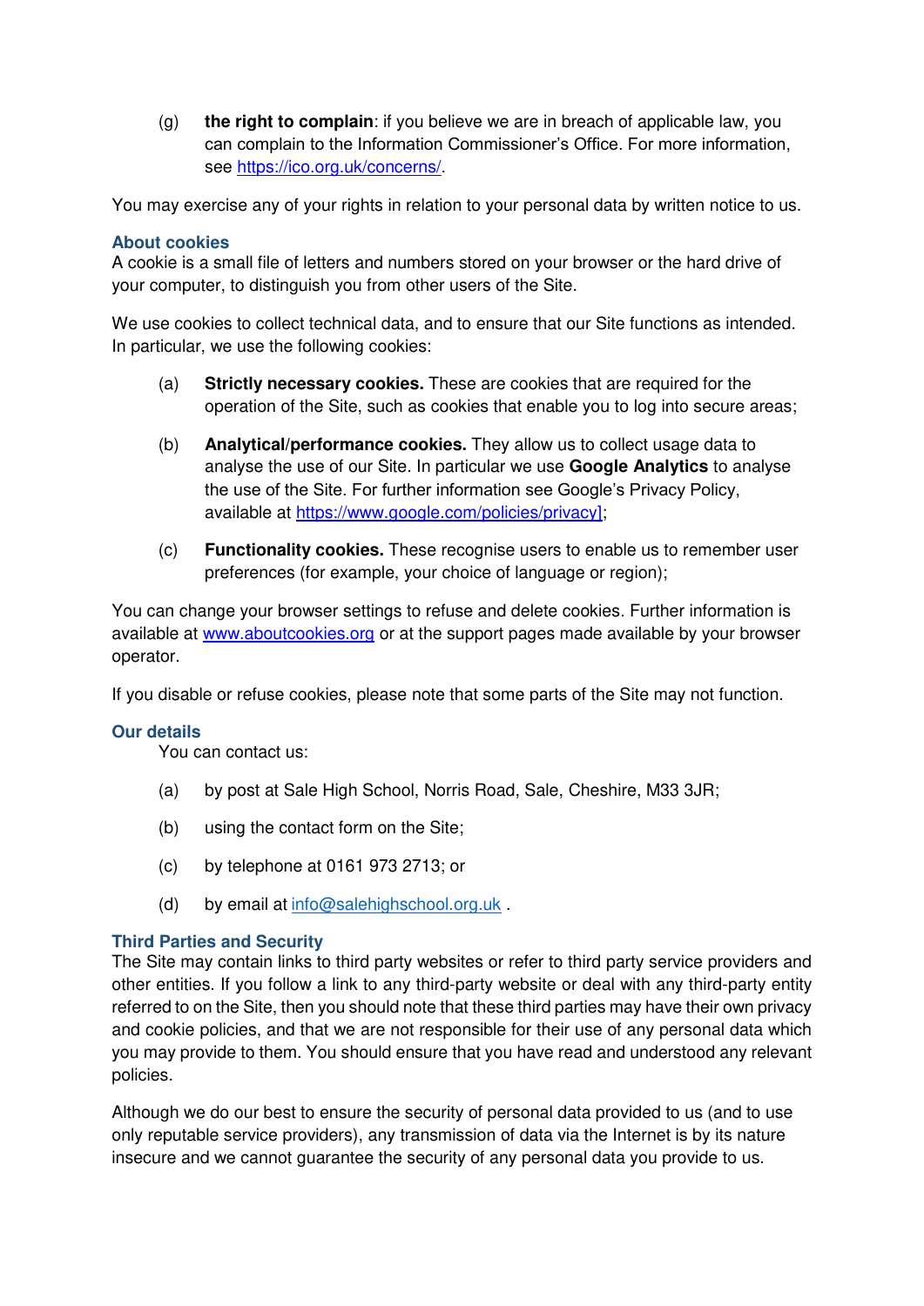(g) **the right to complain**: if you believe we are in breach of applicable law, you can complain to the Information Commissioner's Office. For more information, see https://ico.org.uk/concerns/.

You may exercise any of your rights in relation to your personal data by written notice to us.

### About cookies

A cookie is a small file of letters and numbers stored on your browser or the hard drive of your computer, to distinguish you from other users of the Site.

We use cookies to collect technical data, and to ensure that our Site functions as intended. In particular, we use the following cookies:

(a) **Strictly necessary cookies.** These are cookies that are required for the operation of the Site, such as cookies that enable you to log into secure areas;

(b) **Analytical/performance cookies.** They allow us to collect usage data to analyse the use of our Site. In particular we use **Google Analytics** to analyse the use of the Site. For further information see Google's Privacy Policy, available at https://www.google.com/policies/privacy];

(c) **Functionality cookies.** These recognise users to enable us to remember user preferences (for example, your choice of language or region);

You can change your browser settings to refuse and delete cookies. Further information is available at www.aboutcookies.org or at the support pages made available by your browser operator.

If you disable or refuse cookies, please note that some parts of the Site may not function.

### Our details

You can contact us:

(a) by post at Sale High School, Norris Road, Sale, Cheshire, M33 3JR;

(b) using the contact form on the Site;

(c) by telephone at 0161 973 2713; or

(d) by email at info@salehighschool.org.uk .

### Third Parties and Security

The Site may contain links to third party websites or refer to third party service providers and other entities. If you follow a link to any third-party website or deal with any third-party entity referred to on the Site, then you should note that these third parties may have their own privacy and cookie policies, and that we are not responsible for their use of any personal data which you may provide to them. You should ensure that you have read and understood any relevant policies.

Although we do our best to ensure the security of personal data provided to us (and to use only reputable service providers), any transmission of data via the Internet is by its nature insecure and we cannot guarantee the security of any personal data you provide to us.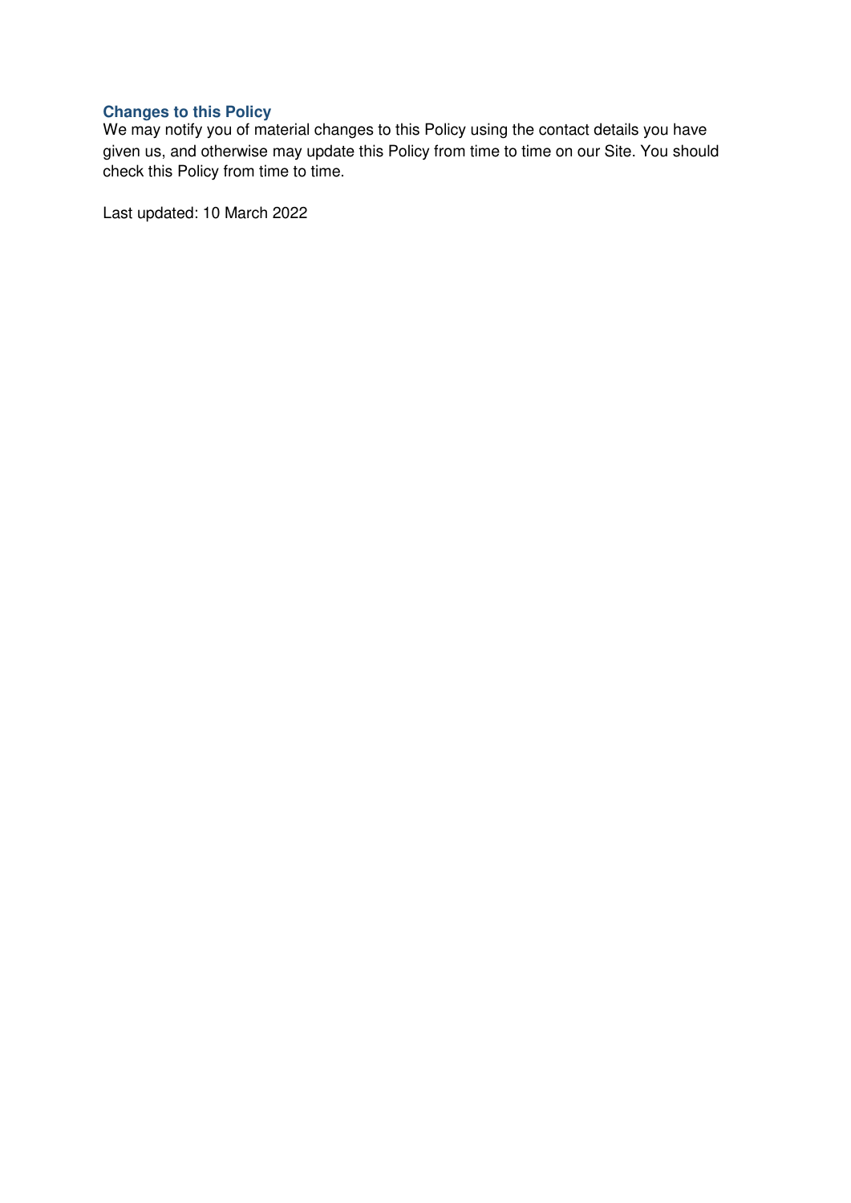## Changes to this Policy

We may notify you of material changes to this Policy using the contact details you have given us, and otherwise may update this Policy from time to time on our Site. You should check this Policy from time to time.

Last updated: 10 March 2022